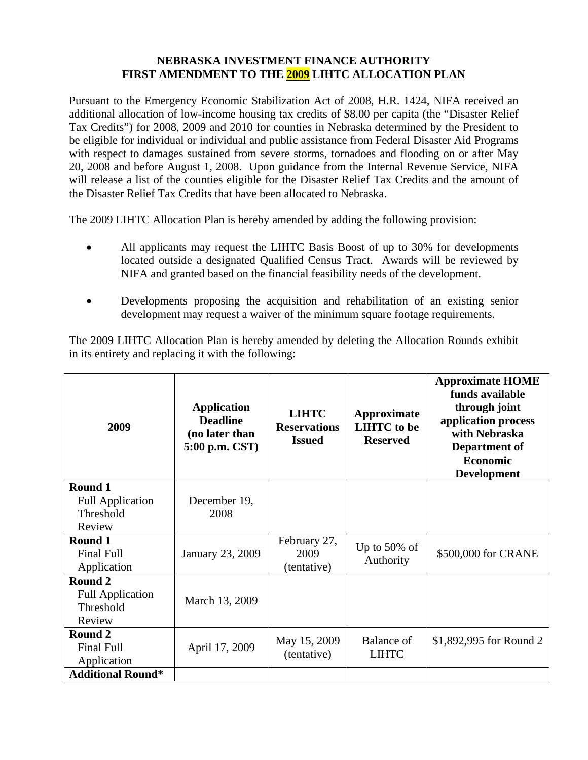# NEBRASKA INVESTMENT FINANCE AUTHORITY
## FIRST AMENDMENT TO THE 2009 LIHTC ALLOCATION PLAN

Pursuant to the Emergency Economic Stabilization Act of 2008, H.R. 1424, NIFA received an additional allocation of low-income housing tax credits of $8.00 per capita (the "Disaster Relief Tax Credits") for 2008, 2009 and 2010 for counties in Nebraska determined by the President to be eligible for individual or individual and public assistance from Federal Disaster Aid Programs with respect to damages sustained from severe storms, tornadoes and flooding on or after May 20, 2008 and before August 1, 2008. Upon guidance from the Internal Revenue Service, NIFA will release a list of the counties eligible for the Disaster Relief Tax Credits and the amount of the Disaster Relief Tax Credits that have been allocated to Nebraska.

The 2009 LIHTC Allocation Plan is hereby amended by adding the following provision:

- All applicants may request the LIHTC Basis Boost of up to 30% for developments located outside a designated Qualified Census Tract. Awards will be reviewed by NIFA and granted based on the financial feasibility needs of the development.
- Developments proposing the acquisition and rehabilitation of an existing senior development may request a waiver of the minimum square footage requirements.

The 2009 LIHTC Allocation Plan is hereby amended by deleting the Allocation Rounds exhibit in its entirety and replacing it with the following:

| 2009 | Application Deadline (no later than 5:00 p.m. CST) | LIHTC Reservations Issued | Approximate LIHTC to be Reserved | Approximate HOME funds available through joint application process with Nebraska Department of Economic Development |
|---|---|---|---|---|
| **Round 1** Full Application Threshold Review | December 19, 2008 | | | |
| **Round 1** Final Full Application | January 23, 2009 | February 27, 2009 (tentative) | Up to 50% of Authority | $500,000 for CRANE |
| **Round 2** Full Application Threshold Review | March 13, 2009 | | | |
| **Round 2** Final Full Application | April 17, 2009 | May 15, 2009 (tentative) | Balance of LIHTC | $1,892,995 for Round 2 |
| **Additional Round*** | | | | |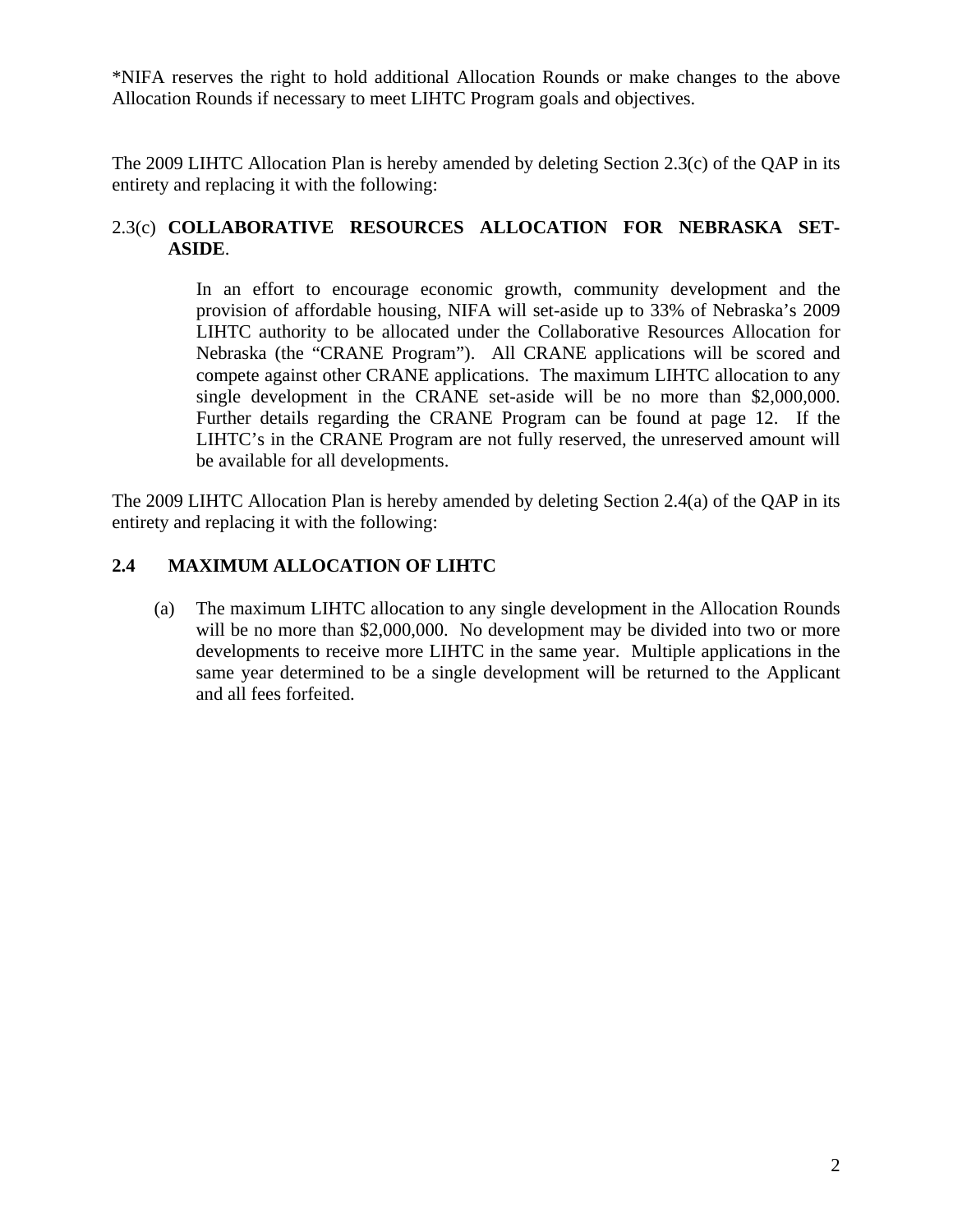*NIFA reserves the right to hold additional Allocation Rounds or make changes to the above Allocation Rounds if necessary to meet LIHTC Program goals and objectives.

The 2009 LIHTC Allocation Plan is hereby amended by deleting Section 2.3(c) of the QAP in its entirety and replacing it with the following:

2.3(c) **COLLABORATIVE RESOURCES ALLOCATION FOR NEBRASKA SET-ASIDE**.

> In an effort to encourage economic growth, community development and the provision of affordable housing, NIFA will set-aside up to 33% of Nebraska's 2009 LIHTC authority to be allocated under the Collaborative Resources Allocation for Nebraska (the "CRANE Program"). All CRANE applications will be scored and compete against other CRANE applications. The maximum LIHTC allocation to any single development in the CRANE set-aside will be no more than $2,000,000. Further details regarding the CRANE Program can be found at page 12. If the LIHTC's in the CRANE Program are not fully reserved, the unreserved amount will be available for all developments.

The 2009 LIHTC Allocation Plan is hereby amended by deleting Section 2.4(a) of the QAP in its entirety and replacing it with the following:

**2.4 MAXIMUM ALLOCATION OF LIHTC**

(a) The maximum LIHTC allocation to any single development in the Allocation Rounds will be no more than $2,000,000. No development may be divided into two or more developments to receive more LIHTC in the same year. Multiple applications in the same year determined to be a single development will be returned to the Applicant and all fees forfeited.